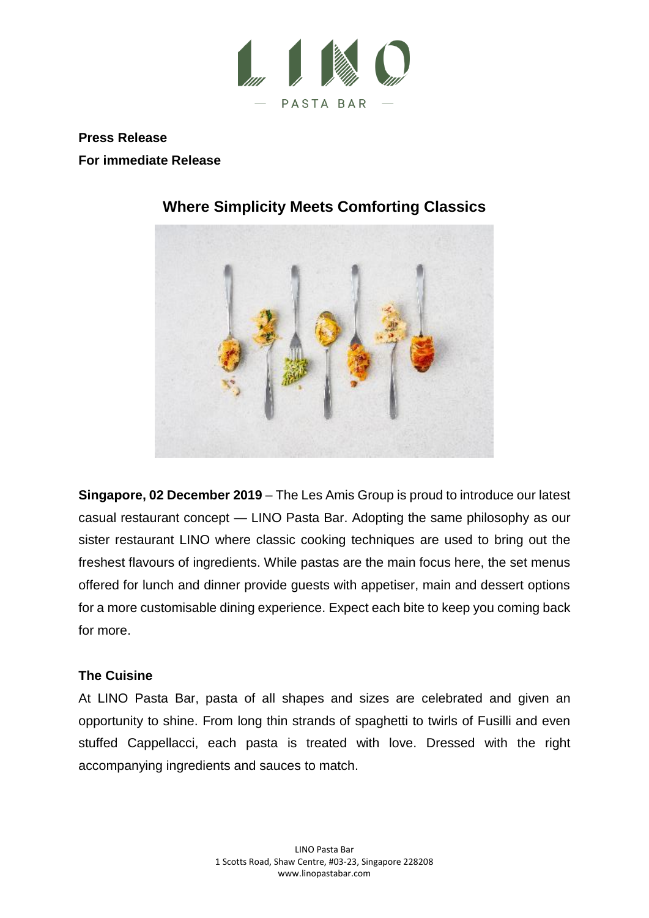LINO

PASTA BAR

**Press Release**
**For immediate Release**

## Where Simplicity Meets Comforting Classics

**Singapore, 02 December 2019** – The Les Amis Group is proud to introduce our latest casual restaurant concept — LINO Pasta Bar. Adopting the same philosophy as our sister restaurant LINO where classic cooking techniques are used to bring out the freshest flavours of ingredients. While pastas are the main focus here, the set menus offered for lunch and dinner provide guests with appetiser, main and dessert options for a more customisable dining experience. Expect each bite to keep you coming back for more.

### The Cuisine

At LINO Pasta Bar, pasta of all shapes and sizes are celebrated and given an opportunity to shine. From long thin strands of spaghetti to twirls of Fusilli and even stuffed Cappellacci, each pasta is treated with love. Dressed with the right accompanying ingredients and sauces to match.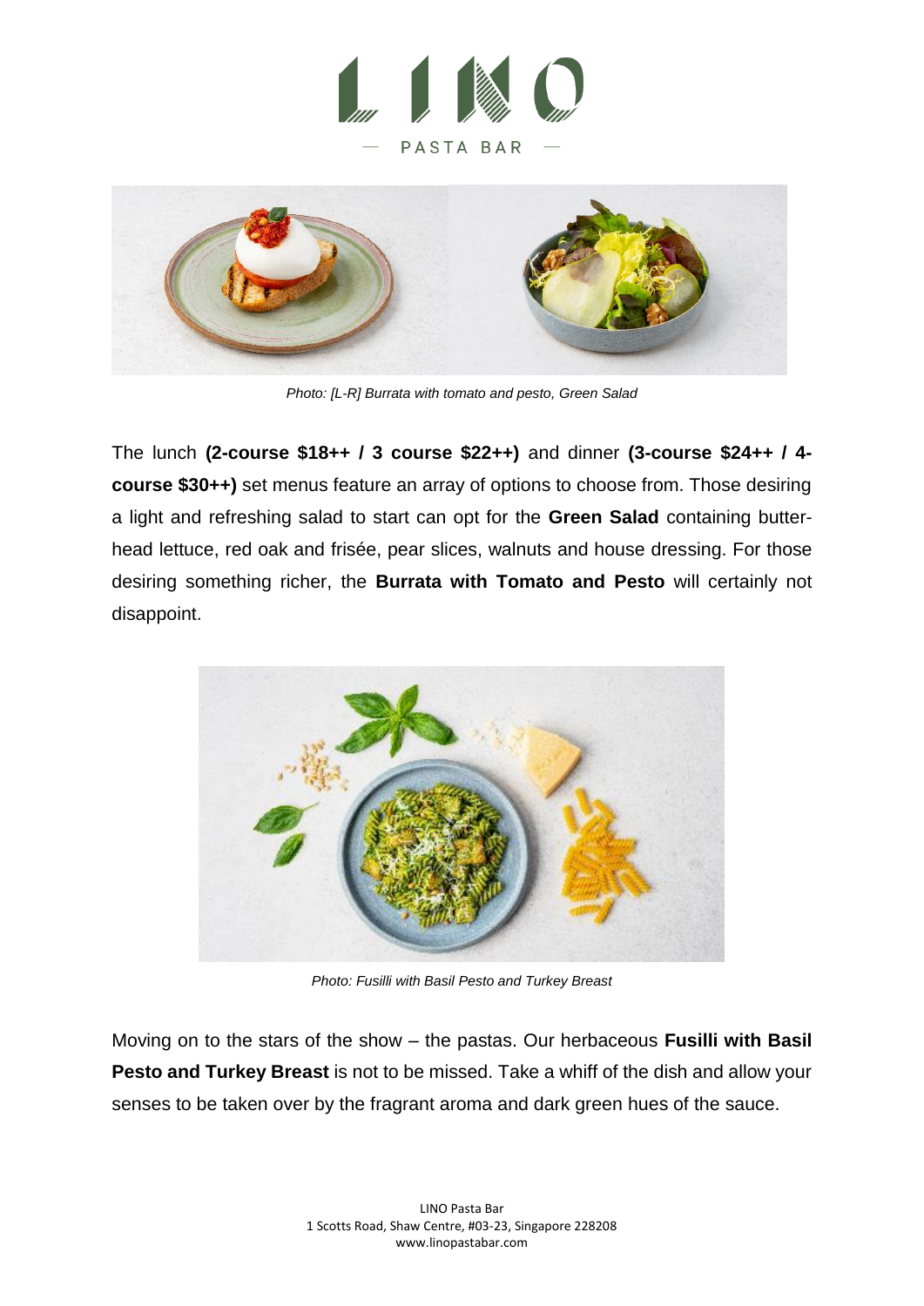# LINO

PASTA BAR

*Photo: [L-R] Burrata with tomato and pesto, Green Salad*

The lunch **(2-course $18++ / 3 course $22++)** and dinner **(3-course $24++ / 4-course $30++)** set menus feature an array of options to choose from. Those desiring a light and refreshing salad to start can opt for the **Green Salad** containing butter-head lettuce, red oak and frisée, pear slices, walnuts and house dressing. For those desiring something richer, the **Burrata with Tomato and Pesto** will certainly not disappoint.

*Photo: Fusilli with Basil Pesto and Turkey Breast*

Moving on to the stars of the show – the pastas. Our herbaceous **Fusilli with Basil Pesto and Turkey Breast** is not to be missed. Take a whiff of the dish and allow your senses to be taken over by the fragrant aroma and dark green hues of the sauce.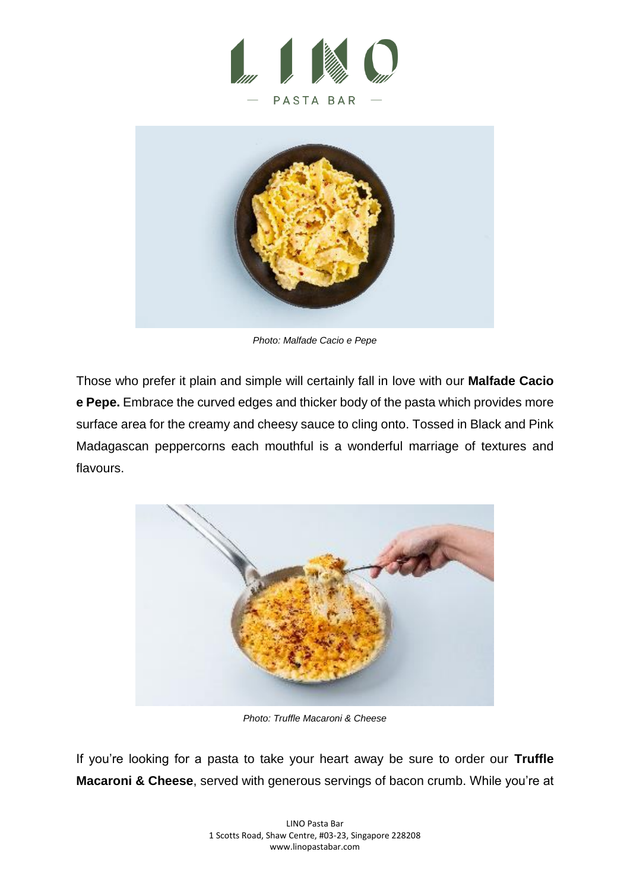*Photo: Malfade Cacio e Pepe*

Those who prefer it plain and simple will certainly fall in love with our **Malfade Cacio e Pepe.** Embrace the curved edges and thicker body of the pasta which provides more surface area for the creamy and cheesy sauce to cling onto. Tossed in Black and Pink Madagascan peppercorns each mouthful is a wonderful marriage of textures and flavours.

*Photo: Truffle Macaroni & Cheese*

If you're looking for a pasta to take your heart away be sure to order our **Truffle Macaroni & Cheese**, served with generous servings of bacon crumb. While you're at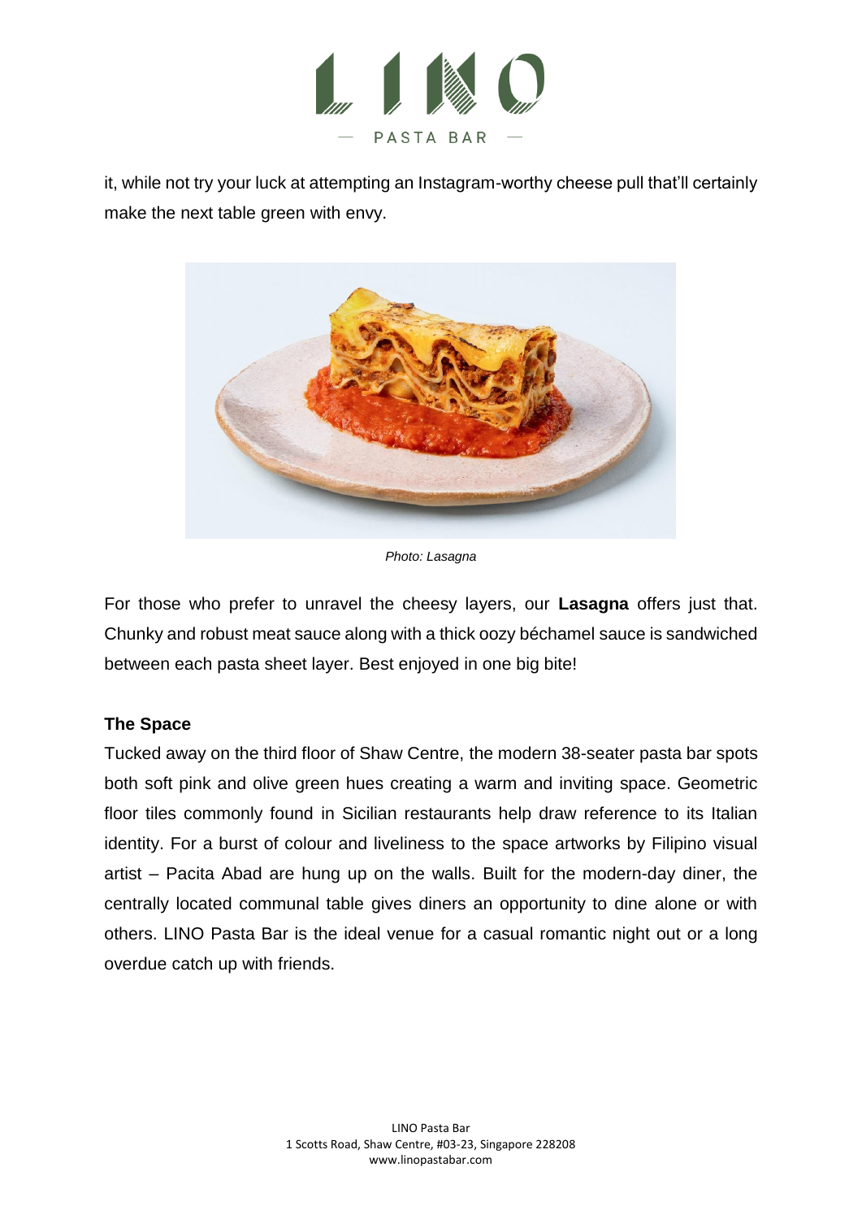it, while not try your luck at attempting an Instagram-worthy cheese pull that'll certainly make the next table green with envy.

*Photo: Lasagna*

For those who prefer to unravel the cheesy layers, our **Lasagna** offers just that. Chunky and robust meat sauce along with a thick oozy béchamel sauce is sandwiched between each pasta sheet layer. Best enjoyed in one big bite!

**The Space**

Tucked away on the third floor of Shaw Centre, the modern 38-seater pasta bar spots both soft pink and olive green hues creating a warm and inviting space. Geometric floor tiles commonly found in Sicilian restaurants help draw reference to its Italian identity. For a burst of colour and liveliness to the space artworks by Filipino visual artist – Pacita Abad are hung up on the walls. Built for the modern-day diner, the centrally located communal table gives diners an opportunity to dine alone or with others. LINO Pasta Bar is the ideal venue for a casual romantic night out or a long overdue catch up with friends.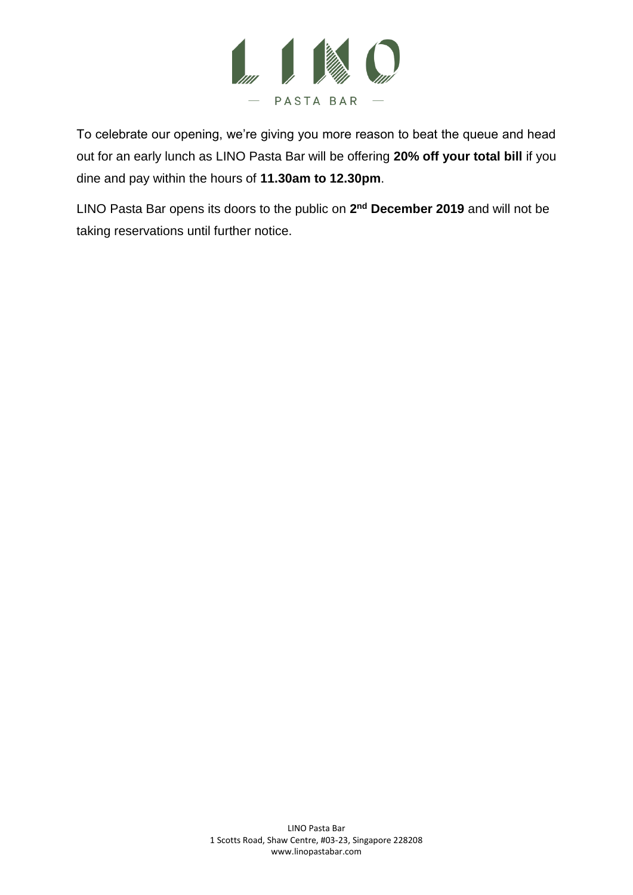LINO

— PASTA BAR —

To celebrate our opening, we're giving you more reason to beat the queue and head out for an early lunch as LINO Pasta Bar will be offering **20% off your total bill** if you dine and pay within the hours of **11.30am to 12.30pm**.

LINO Pasta Bar opens its doors to the public on **2nd December 2019** and will not be taking reservations until further notice.

LINO Pasta Bar
1 Scotts Road, Shaw Centre, #03-23, Singapore 228208
www.linopastabar.com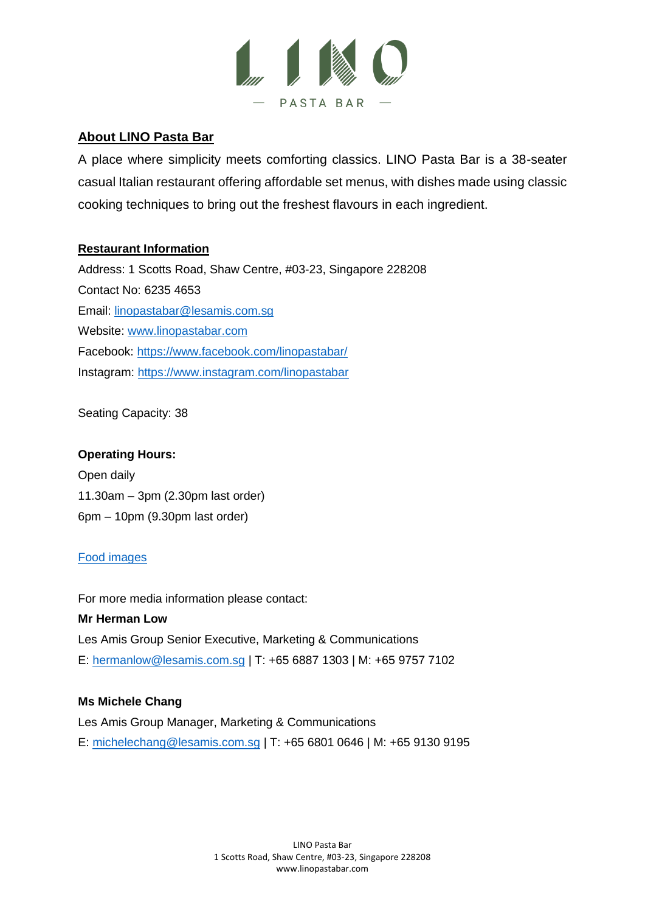LINO

— PASTA BAR —

## About LINO Pasta Bar

A place where simplicity meets comforting classics. LINO Pasta Bar is a 38-seater casual Italian restaurant offering affordable set menus, with dishes made using classic cooking techniques to bring out the freshest flavours in each ingredient.

## Restaurant Information

Address: 1 Scotts Road, Shaw Centre, #03-23, Singapore 228208
Contact No: 6235 4653
Email: linopastabar@lesamis.com.sg
Website: www.linopastabar.com
Facebook: https://www.facebook.com/linopastabar/
Instagram: https://www.instagram.com/linopastabar

Seating Capacity: 38

**Operating Hours:**
Open daily
11.30am – 3pm (2.30pm last order)
6pm – 10pm (9.30pm last order)

Food images

For more media information please contact:

**Mr Herman Low**
Les Amis Group Senior Executive, Marketing & Communications
E: hermanlow@lesamis.com.sg | T: +65 6887 1303 | M: +65 9757 7102

**Ms Michele Chang**
Les Amis Group Manager, Marketing & Communications
E: michelechang@lesamis.com.sg | T: +65 6801 0646 | M: +65 9130 9195